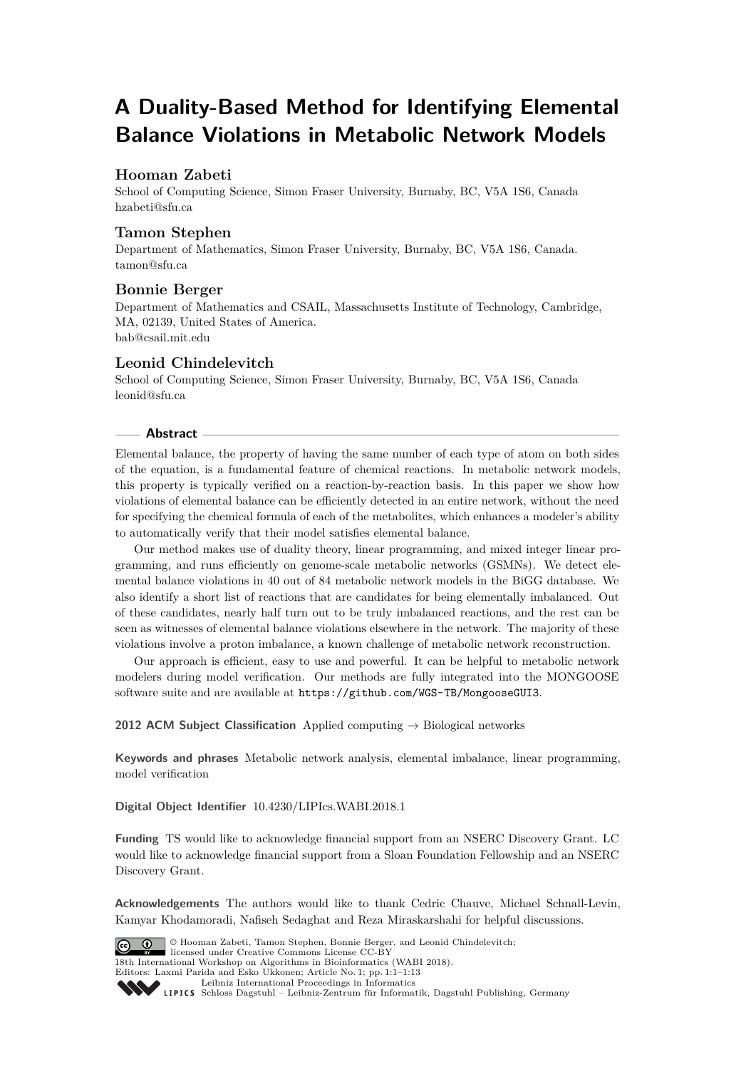# A Duality-Based Method for Identifying Elemental Balance Violations in Metabolic Network Models

### Hooman Zabeti

School of Computing Science, Simon Fraser University, Burnaby, BC, V5A 1S6, Canada
hzabeti@sfu.ca

### Tamon Stephen

Department of Mathematics, Simon Fraser University, Burnaby, BC, V5A 1S6, Canada.
tamon@sfu.ca

### Bonnie Berger

Department of Mathematics and CSAIL, Massachusetts Institute of Technology, Cambridge, MA, 02139, United States of America.
bab@csail.mit.edu

### Leonid Chindelevitch

School of Computing Science, Simon Fraser University, Burnaby, BC, V5A 1S6, Canada
leonid@sfu.ca

## Abstract

Elemental balance, the property of having the same number of each type of atom on both sides of the equation, is a fundamental feature of chemical reactions. In metabolic network models, this property is typically verified on a reaction-by-reaction basis. In this paper we show how violations of elemental balance can be efficiently detected in an entire network, without the need for specifying the chemical formula of each of the metabolites, which enhances a modeler's ability to automatically verify that their model satisfies elemental balance.

Our method makes use of duality theory, linear programming, and mixed integer linear programming, and runs efficiently on genome-scale metabolic networks (GSMNs). We detect elemental balance violations in 40 out of 84 metabolic network models in the BiGG database. We also identify a short list of reactions that are candidates for being elementally imbalanced. Out of these candidates, nearly half turn out to be truly imbalanced reactions, and the rest can be seen as witnesses of elemental balance violations elsewhere in the network. The majority of these violations involve a proton imbalance, a known challenge of metabolic network reconstruction.

Our approach is efficient, easy to use and powerful. It can be helpful to metabolic network modelers during model verification. Our methods are fully integrated into the MONGOOSE software suite and are available at https://github.com/WGS-TB/MongooseGUI3.

**2012 ACM Subject Classification** Applied computing → Biological networks

**Keywords and phrases** Metabolic network analysis, elemental imbalance, linear programming, model verification

**Digital Object Identifier** 10.4230/LIPIcs.WABI.2018.1

**Funding** TS would like to acknowledge financial support from an NSERC Discovery Grant. LC would like to acknowledge financial support from a Sloan Foundation Fellowship and an NSERC Discovery Grant.

**Acknowledgements** The authors would like to thank Cedric Chauve, Michael Schnall-Levin, Kamyar Khodamoradi, Nafiseh Sedaghat and Reza Miraskarshahi for helpful discussions.

© Hooman Zabeti, Tamon Stephen, Bonnie Berger, and Leonid Chindelevitch; licensed under Creative Commons License CC-BY
18th International Workshop on Algorithms in Bioinformatics (WABI 2018).
Editors: Laxmi Parida and Esko Ukkonen; Article No. 1; pp. 1:1–1:13
Leibniz International Proceedings in Informatics
Schloss Dagstuhl – Leibniz-Zentrum für Informatik, Dagstuhl Publishing, Germany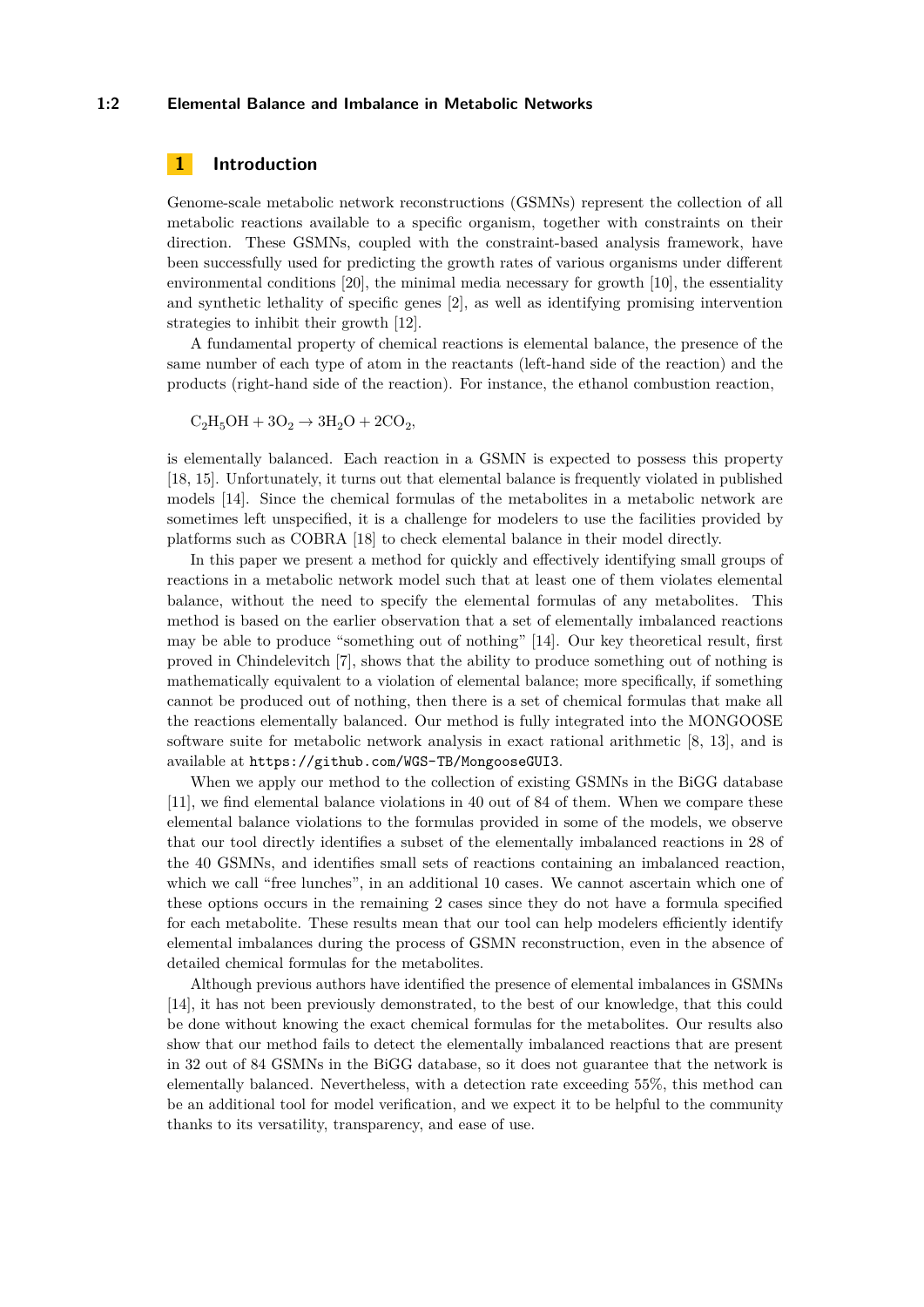## 1 Introduction

Genome-scale metabolic network reconstructions (GSMNs) represent the collection of all metabolic reactions available to a specific organism, together with constraints on their direction. These GSMNs, coupled with the constraint-based analysis framework, have been successfully used for predicting the growth rates of various organisms under different environmental conditions [20], the minimal media necessary for growth [10], the essentiality and synthetic lethality of specific genes [2], as well as identifying promising intervention strategies to inhibit their growth [12].

A fundamental property of chemical reactions is elemental balance, the presence of the same number of each type of atom in the reactants (left-hand side of the reaction) and the products (right-hand side of the reaction). For instance, the ethanol combustion reaction,

$$C_2H_5OH + 3O_2 \rightarrow 3H_2O + 2CO_2,$$

is elementally balanced. Each reaction in a GSMN is expected to possess this property [18, 15]. Unfortunately, it turns out that elemental balance is frequently violated in published models [14]. Since the chemical formulas of the metabolites in a metabolic network are sometimes left unspecified, it is a challenge for modelers to use the facilities provided by platforms such as COBRA [18] to check elemental balance in their model directly.

In this paper we present a method for quickly and effectively identifying small groups of reactions in a metabolic network model such that at least one of them violates elemental balance, without the need to specify the elemental formulas of any metabolites. This method is based on the earlier observation that a set of elementally imbalanced reactions may be able to produce "something out of nothing" [14]. Our key theoretical result, first proved in Chindelevitch [7], shows that the ability to produce something out of nothing is mathematically equivalent to a violation of elemental balance; more specifically, if something cannot be produced out of nothing, then there is a set of chemical formulas that make all the reactions elementally balanced. Our method is fully integrated into the MONGOOSE software suite for metabolic network analysis in exact rational arithmetic [8, 13], and is available at `https://github.com/WGS-TB/MongooseGUI3`.

When we apply our method to the collection of existing GSMNs in the BiGG database [11], we find elemental balance violations in 40 out of 84 of them. When we compare these elemental balance violations to the formulas provided in some of the models, we observe that our tool directly identifies a subset of the elementally imbalanced reactions in 28 of the 40 GSMNs, and identifies small sets of reactions containing an imbalanced reaction, which we call "free lunches", in an additional 10 cases. We cannot ascertain which one of these options occurs in the remaining 2 cases since they do not have a formula specified for each metabolite. These results mean that our tool can help modelers efficiently identify elemental imbalances during the process of GSMN reconstruction, even in the absence of detailed chemical formulas for the metabolites.

Although previous authors have identified the presence of elemental imbalances in GSMNs [14], it has not been previously demonstrated, to the best of our knowledge, that this could be done without knowing the exact chemical formulas for the metabolites. Our results also show that our method fails to detect the elementally imbalanced reactions that are present in 32 out of 84 GSMNs in the BiGG database, so it does not guarantee that the network is elementally balanced. Nevertheless, with a detection rate exceeding 55%, this method can be an additional tool for model verification, and we expect it to be helpful to the community thanks to its versatility, transparency, and ease of use.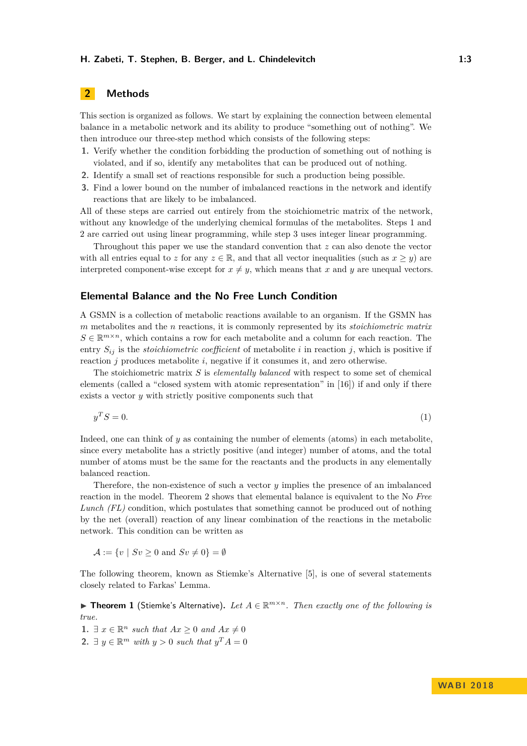## 2 Methods

This section is organized as follows. We start by explaining the connection between elemental balance in a metabolic network and its ability to produce "something out of nothing". We then introduce our three-step method which consists of the following steps:

1. Verify whether the condition forbidding the production of something out of nothing is violated, and if so, identify any metabolites that can be produced out of nothing.
2. Identify a small set of reactions responsible for such a production being possible.
3. Find a lower bound on the number of imbalanced reactions in the network and identify reactions that are likely to be imbalanced.

All of these steps are carried out entirely from the stoichiometric matrix of the network, without any knowledge of the underlying chemical formulas of the metabolites. Steps 1 and 2 are carried out using linear programming, while step 3 uses integer linear programming.

Throughout this paper we use the standard convention that $z$ can also denote the vector with all entries equal to $z$ for any $z \in \mathbb{R}$, and that all vector inequalities (such as $x \geq y$) are interpreted component-wise except for $x \neq y$, which means that $x$ and $y$ are unequal vectors.

### Elemental Balance and the No Free Lunch Condition

A GSMN is a collection of metabolic reactions available to an organism. If the GSMN has $m$ metabolites and the $n$ reactions, it is commonly represented by its *stoichiometric matrix* $S \in \mathbb{R}^{m \times n}$, which contains a row for each metabolite and a column for each reaction. The entry $S_{ij}$ is the *stoichiometric coefficient* of metabolite $i$ in reaction $j$, which is positive if reaction $j$ produces metabolite $i$, negative if it consumes it, and zero otherwise.

The stoichiometric matrix $S$ is *elementally balanced* with respect to some set of chemical elements (called a "closed system with atomic representation" in [16]) if and only if there exists a vector $y$ with strictly positive components such that

$$y^T S = 0. \tag{1}$$

Indeed, one can think of $y$ as containing the number of elements (atoms) in each metabolite, since every metabolite has a strictly positive (and integer) number of atoms, and the total number of atoms must be the same for the reactants and the products in any elementally balanced reaction.

Therefore, the non-existence of such a vector $y$ implies the presence of an imbalanced reaction in the model. Theorem 2 shows that elemental balance is equivalent to the No *Free Lunch (FL)* condition, which postulates that something cannot be produced out of nothing by the net (overall) reaction of any linear combination of the reactions in the metabolic network. This condition can be written as

$$\mathcal{A} := \{v \mid Sv \geq 0 \text{ and } Sv \neq 0\} = \emptyset$$

The following theorem, known as Stiemke's Alternative [5], is one of several statements closely related to Farkas' Lemma.

▶ **Theorem 1** (Stiemke's Alternative). *Let $A \in \mathbb{R}^{m \times n}$. Then exactly one of the following is true.*

1. $\exists\ x \in \mathbb{R}^n$ *such that* $Ax \geq 0$ *and* $Ax \neq 0$
2. $\exists\ y \in \mathbb{R}^m$ *with* $y > 0$ *such that* $y^T A = 0$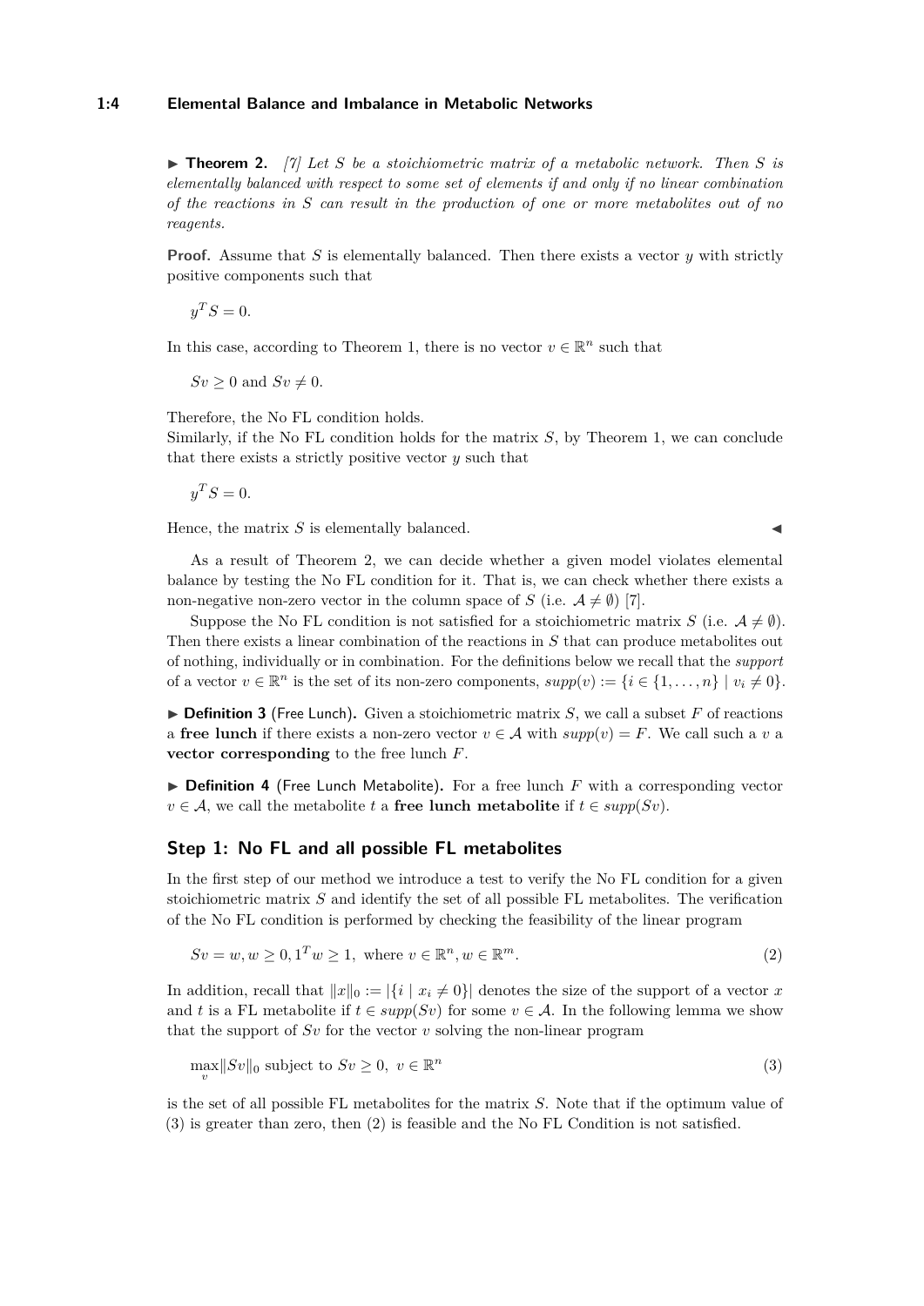▶ **Theorem 2.** *[7] Let $S$ be a stoichiometric matrix of a metabolic network. Then $S$ is elementally balanced with respect to some set of elements if and only if no linear combination of the reactions in $S$ can result in the production of one or more metabolites out of no reagents.*

**Proof.** Assume that $S$ is elementally balanced. Then there exists a vector $y$ with strictly positive components such that

$$y^T S = 0.$$

In this case, according to Theorem 1, there is no vector $v \in \mathbb{R}^n$ such that

$$Sv \geq 0 \text{ and } Sv \neq 0.$$

Therefore, the No FL condition holds.
Similarly, if the No FL condition holds for the matrix $S$, by Theorem 1, we can conclude that there exists a strictly positive vector $y$ such that

$$y^T S = 0.$$

Hence, the matrix $S$ is elementally balanced. ◀

As a result of Theorem 2, we can decide whether a given model violates elemental balance by testing the No FL condition for it. That is, we can check whether there exists a non-negative non-zero vector in the column space of $S$ (i.e. $\mathcal{A} \neq \emptyset$) [7].

Suppose the No FL condition is not satisfied for a stoichiometric matrix $S$ (i.e. $\mathcal{A} \neq \emptyset$). Then there exists a linear combination of the reactions in $S$ that can produce metabolites out of nothing, individually or in combination. For the definitions below we recall that the *support* of a vector $v \in \mathbb{R}^n$ is the set of its non-zero components, $supp(v) := \{i \in \{1, \ldots, n\} \mid v_i \neq 0\}$.

▶ **Definition 3** (Free Lunch)**.** Given a stoichiometric matrix $S$, we call a subset $F$ of reactions a **free lunch** if there exists a non-zero vector $v \in \mathcal{A}$ with $supp(v) = F$. We call such a $v$ a **vector corresponding** to the free lunch $F$.

▶ **Definition 4** (Free Lunch Metabolite)**.** For a free lunch $F$ with a corresponding vector $v \in \mathcal{A}$, we call the metabolite $t$ a **free lunch metabolite** if $t \in supp(Sv)$.

## Step 1: No FL and all possible FL metabolites

In the first step of our method we introduce a test to verify the No FL condition for a given stoichiometric matrix $S$ and identify the set of all possible FL metabolites. The verification of the No FL condition is performed by checking the feasibility of the linear program

$$Sv = w, w \geq 0, 1^T w \geq 1, \text{ where } v \in \mathbb{R}^n, w \in \mathbb{R}^m. \tag{2}$$

In addition, recall that $\|x\|_0 := |\{i \mid x_i \neq 0\}|$ denotes the size of the support of a vector $x$ and $t$ is a FL metabolite if $t \in supp(Sv)$ for some $v \in \mathcal{A}$. In the following lemma we show that the support of $Sv$ for the vector $v$ solving the non-linear program

$$\max_v \|Sv\|_0 \text{ subject to } Sv \geq 0, \ v \in \mathbb{R}^n \tag{3}$$

is the set of all possible FL metabolites for the matrix $S$. Note that if the optimum value of (3) is greater than zero, then (2) is feasible and the No FL Condition is not satisfied.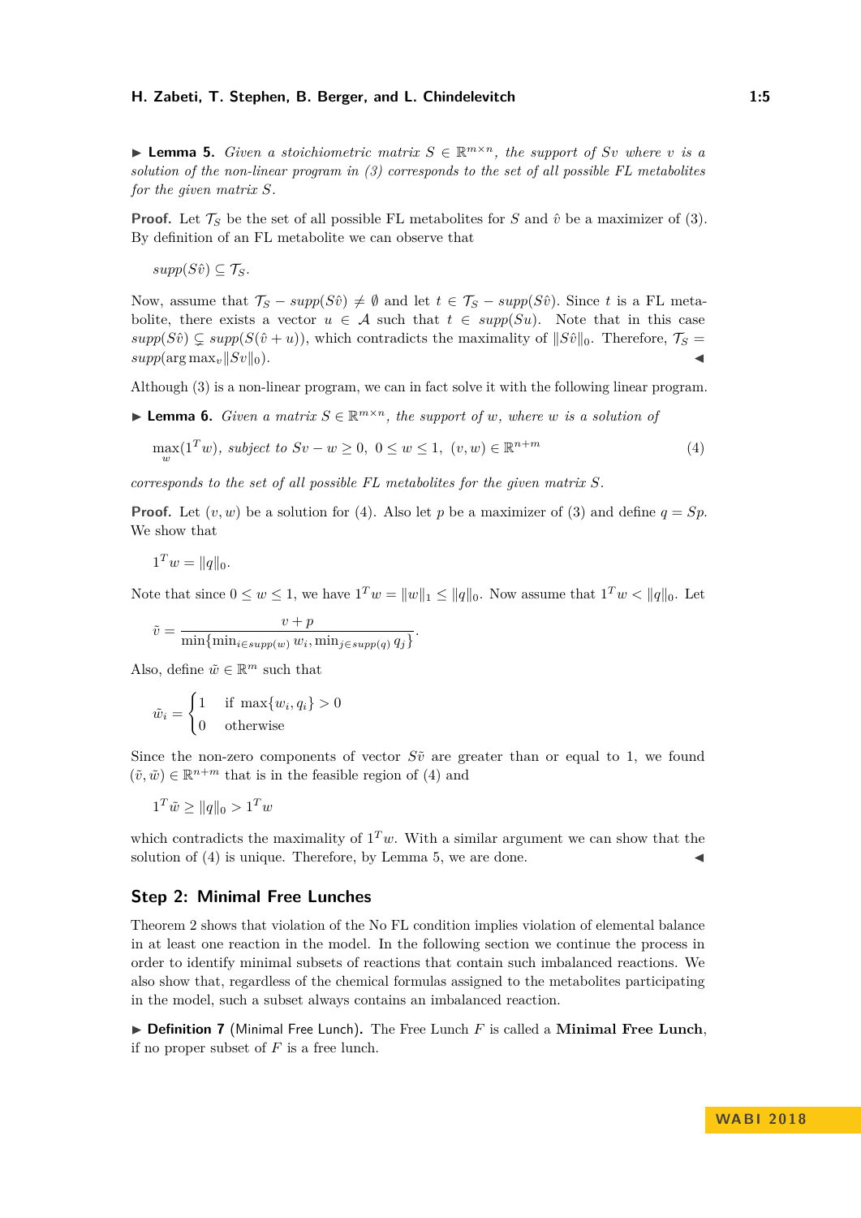▶ **Lemma 5.** *Given a stoichiometric matrix $S \in \mathbb{R}^{m \times n}$, the support of $Sv$ where $v$ is a solution of the non-linear program in (3) corresponds to the set of all possible FL metabolites for the given matrix $S$.*

**Proof.** Let $\mathcal{T}_S$ be the set of all possible FL metabolites for $S$ and $\hat{v}$ be a maximizer of (3). By definition of an FL metabolite we can observe that

$$supp(S\hat{v}) \subseteq \mathcal{T}_S.$$

Now, assume that $\mathcal{T}_S - supp(S\hat{v}) \neq \emptyset$ and let $t \in \mathcal{T}_S - supp(S\hat{v})$. Since $t$ is a FL metabolite, there exists a vector $u \in \mathcal{A}$ such that $t \in supp(Su)$. Note that in this case $supp(S\hat{v}) \subsetneq supp(S(\hat{v} + u))$, which contradicts the maximality of $\|S\hat{v}\|_0$. Therefore, $\mathcal{T}_S = supp(\arg\max_v \|Sv\|_0)$. ◀

Although (3) is a non-linear program, we can in fact solve it with the following linear program.

▶ **Lemma 6.** *Given a matrix $S \in \mathbb{R}^{m \times n}$, the support of $w$, where $w$ is a solution of*

$$\max_w (1^T w), \text{ subject to } Sv - w \geq 0,\ 0 \leq w \leq 1,\ (v, w) \in \mathbb{R}^{n+m} \tag{4}$$

*corresponds to the set of all possible FL metabolites for the given matrix $S$.*

**Proof.** Let $(v, w)$ be a solution for (4). Also let $p$ be a maximizer of (3) and define $q = Sp$. We show that

$$1^T w = \|q\|_0.$$

Note that since $0 \leq w \leq 1$, we have $1^T w = \|w\|_1 \leq \|q\|_0$. Now assume that $1^T w < \|q\|_0$. Let

$$\tilde{v} = \frac{v + p}{\min\{\min_{i \in supp(w)} w_i, \min_{j \in supp(q)} q_j\}}.$$

Also, define $\tilde{w} \in \mathbb{R}^m$ such that

$$\tilde{w}_i = \begin{cases} 1 & \text{if } \max\{w_i, q_i\} > 0 \\ 0 & \text{otherwise} \end{cases}$$

Since the non-zero components of vector $S\tilde{v}$ are greater than or equal to 1, we found $(\tilde{v}, \tilde{w}) \in \mathbb{R}^{n+m}$ that is in the feasible region of (4) and

$$1^T \tilde{w} \geq \|q\|_0 > 1^T w$$

which contradicts the maximality of $1^T w$. With a similar argument we can show that the solution of (4) is unique. Therefore, by Lemma 5, we are done. ◀

## Step 2: Minimal Free Lunches

Theorem 2 shows that violation of the No FL condition implies violation of elemental balance in at least one reaction in the model. In the following section we continue the process in order to identify minimal subsets of reactions that contain such imbalanced reactions. We also show that, regardless of the chemical formulas assigned to the metabolites participating in the model, such a subset always contains an imbalanced reaction.

▶ **Definition 7** (Minimal Free Lunch)**.** The Free Lunch $F$ is called a **Minimal Free Lunch**, if no proper subset of $F$ is a free lunch.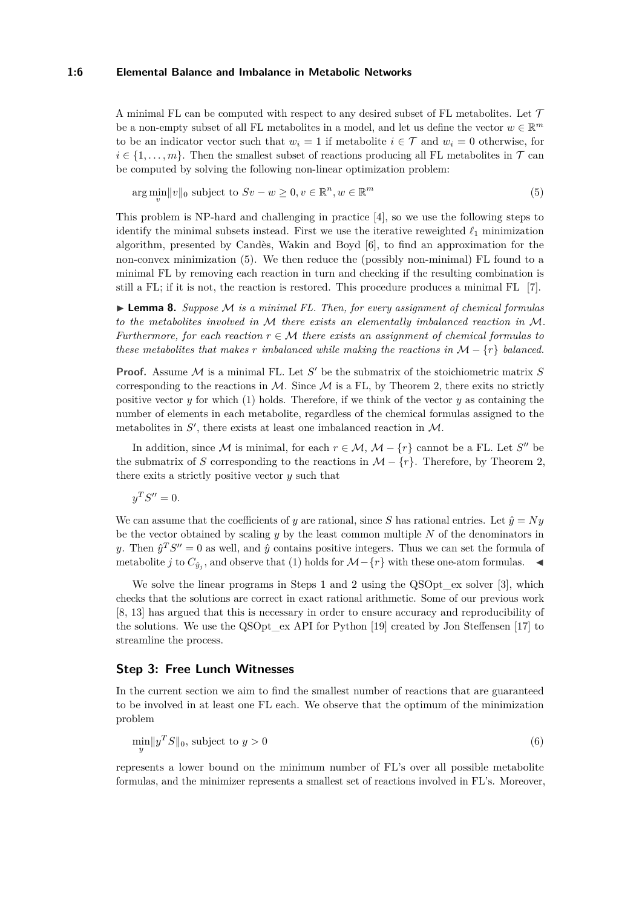A minimal FL can be computed with respect to any desired subset of FL metabolites. Let $\mathcal{T}$ be a non-empty subset of all FL metabolites in a model, and let us define the vector $w \in \mathbb{R}^m$ to be an indicator vector such that $w_i = 1$ if metabolite $i \in \mathcal{T}$ and $w_i = 0$ otherwise, for $i \in \{1, \dots, m\}$. Then the smallest subset of reactions producing all FL metabolites in $\mathcal{T}$ can be computed by solving the following non-linear optimization problem:

$$\arg\min_{v} \|v\|_0 \text{ subject to } Sv - w \geq 0, v \in \mathbb{R}^n, w \in \mathbb{R}^m \tag{5}$$

This problem is NP-hard and challenging in practice [4], so we use the following steps to identify the minimal subsets instead. First we use the iterative reweighted $\ell_1$ minimization algorithm, presented by Candès, Wakin and Boyd [6], to find an approximation for the non-convex minimization (5). We then reduce the (possibly non-minimal) FL found to a minimal FL by removing each reaction in turn and checking if the resulting combination is still a FL; if it is not, the reaction is restored. This procedure produces a minimal FL [7].

▶ **Lemma 8.** *Suppose $\mathcal{M}$ is a minimal FL. Then, for every assignment of chemical formulas to the metabolites involved in $\mathcal{M}$ there exists an elementally imbalanced reaction in $\mathcal{M}$. Furthermore, for each reaction $r \in \mathcal{M}$ there exists an assignment of chemical formulas to these metabolites that makes $r$ imbalanced while making the reactions in $\mathcal{M} - \{r\}$ balanced.*

**Proof.** Assume $\mathcal{M}$ is a minimal FL. Let $S'$ be the submatrix of the stoichiometric matrix $S$ corresponding to the reactions in $\mathcal{M}$. Since $\mathcal{M}$ is a FL, by Theorem 2, there exits no strictly positive vector $y$ for which (1) holds. Therefore, if we think of the vector $y$ as containing the number of elements in each metabolite, regardless of the chemical formulas assigned to the metabolites in $S'$, there exists at least one imbalanced reaction in $\mathcal{M}$.

In addition, since $\mathcal{M}$ is minimal, for each $r \in \mathcal{M}$, $\mathcal{M} - \{r\}$ cannot be a FL. Let $S''$ be the submatrix of $S$ corresponding to the reactions in $\mathcal{M} - \{r\}$. Therefore, by Theorem 2, there exits a strictly positive vector $y$ such that

$$y^T S'' = 0.$$

We can assume that the coefficients of $y$ are rational, since $S$ has rational entries. Let $\hat{y} = Ny$ be the vector obtained by scaling $y$ by the least common multiple $N$ of the denominators in $y$. Then $\hat{y}^T S'' = 0$ as well, and $\hat{y}$ contains positive integers. Thus we can set the formula of metabolite $j$ to $C_{\hat{y}_j}$, and observe that (1) holds for $\mathcal{M} - \{r\}$ with these one-atom formulas. ◀

We solve the linear programs in Steps 1 and 2 using the QSOpt_ex solver [3], which checks that the solutions are correct in exact rational arithmetic. Some of our previous work [8, 13] has argued that this is necessary in order to ensure accuracy and reproducibility of the solutions. We use the QSOpt_ex API for Python [19] created by Jon Steffensen [17] to streamline the process.

## Step 3: Free Lunch Witnesses

In the current section we aim to find the smallest number of reactions that are guaranteed to be involved in at least one FL each. We observe that the optimum of the minimization problem

$$\min_{y} \|y^T S\|_0, \text{ subject to } y > 0 \tag{6}$$

represents a lower bound on the minimum number of FL's over all possible metabolite formulas, and the minimizer represents a smallest set of reactions involved in FL's. Moreover,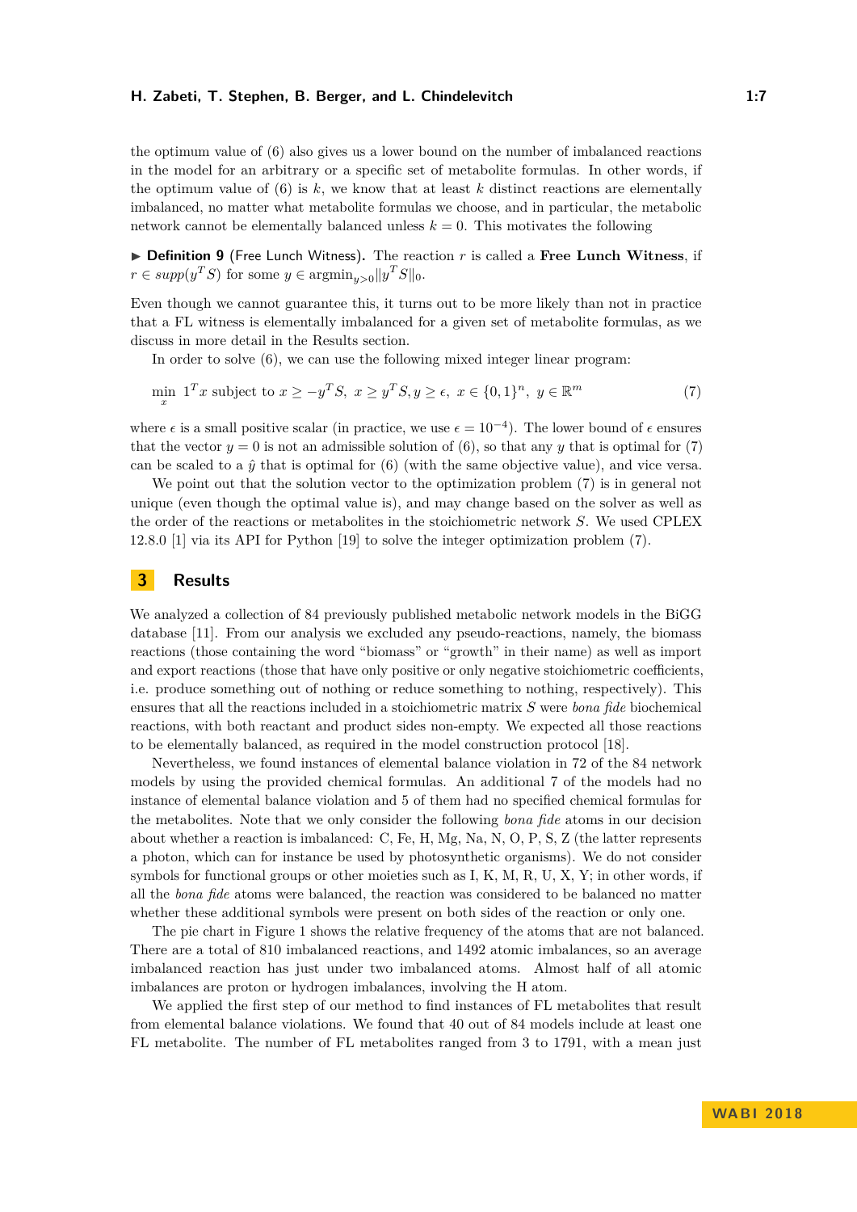the optimum value of (6) also gives us a lower bound on the number of imbalanced reactions in the model for an arbitrary or a specific set of metabolite formulas. In other words, if the optimum value of (6) is $k$, we know that at least $k$ distinct reactions are elementally imbalanced, no matter what metabolite formulas we choose, and in particular, the metabolic network cannot be elementally balanced unless $k = 0$. This motivates the following

▶ **Definition 9** (Free Lunch Witness)**.** The reaction $r$ is called a **Free Lunch Witness**, if $r \in supp(y^T S)$ for some $y \in \text{argmin}_{y>0} \|y^T S\|_0$.

Even though we cannot guarantee this, it turns out to be more likely than not in practice that a FL witness is elementally imbalanced for a given set of metabolite formulas, as we discuss in more detail in the Results section.

In order to solve (6), we can use the following mixed integer linear program:

$$\min_x \; 1^T x \text{ subject to } x \geq -y^T S, \; x \geq y^T S, y \geq \epsilon, \; x \in \{0,1\}^n, \; y \in \mathbb{R}^m \tag{7}$$

where $\epsilon$ is a small positive scalar (in practice, we use $\epsilon = 10^{-4}$). The lower bound of $\epsilon$ ensures that the vector $y = 0$ is not an admissible solution of (6), so that any $y$ that is optimal for (7) can be scaled to a $\hat{y}$ that is optimal for (6) (with the same objective value), and vice versa.

We point out that the solution vector to the optimization problem (7) is in general not unique (even though the optimal value is), and may change based on the solver as well as the order of the reactions or metabolites in the stoichiometric network $S$. We used CPLEX 12.8.0 [1] via its API for Python [19] to solve the integer optimization problem (7).

## 3 Results

We analyzed a collection of 84 previously published metabolic network models in the BiGG database [11]. From our analysis we excluded any pseudo-reactions, namely, the biomass reactions (those containing the word "biomass" or "growth" in their name) as well as import and export reactions (those that have only positive or only negative stoichiometric coefficients, i.e. produce something out of nothing or reduce something to nothing, respectively). This ensures that all the reactions included in a stoichiometric matrix $S$ were *bona fide* biochemical reactions, with both reactant and product sides non-empty. We expected all those reactions to be elementally balanced, as required in the model construction protocol [18].

Nevertheless, we found instances of elemental balance violation in 72 of the 84 network models by using the provided chemical formulas. An additional 7 of the models had no instance of elemental balance violation and 5 of them had no specified chemical formulas for the metabolites. Note that we only consider the following *bona fide* atoms in our decision about whether a reaction is imbalanced: C, Fe, H, Mg, Na, N, O, P, S, Z (the latter represents a photon, which can for instance be used by photosynthetic organisms). We do not consider symbols for functional groups or other moieties such as I, K, M, R, U, X, Y; in other words, if all the *bona fide* atoms were balanced, the reaction was considered to be balanced no matter whether these additional symbols were present on both sides of the reaction or only one.

The pie chart in Figure 1 shows the relative frequency of the atoms that are not balanced. There are a total of 810 imbalanced reactions, and 1492 atomic imbalances, so an average imbalanced reaction has just under two imbalanced atoms. Almost half of all atomic imbalances are proton or hydrogen imbalances, involving the H atom.

We applied the first step of our method to find instances of FL metabolites that result from elemental balance violations. We found that 40 out of 84 models include at least one FL metabolite. The number of FL metabolites ranged from 3 to 1791, with a mean just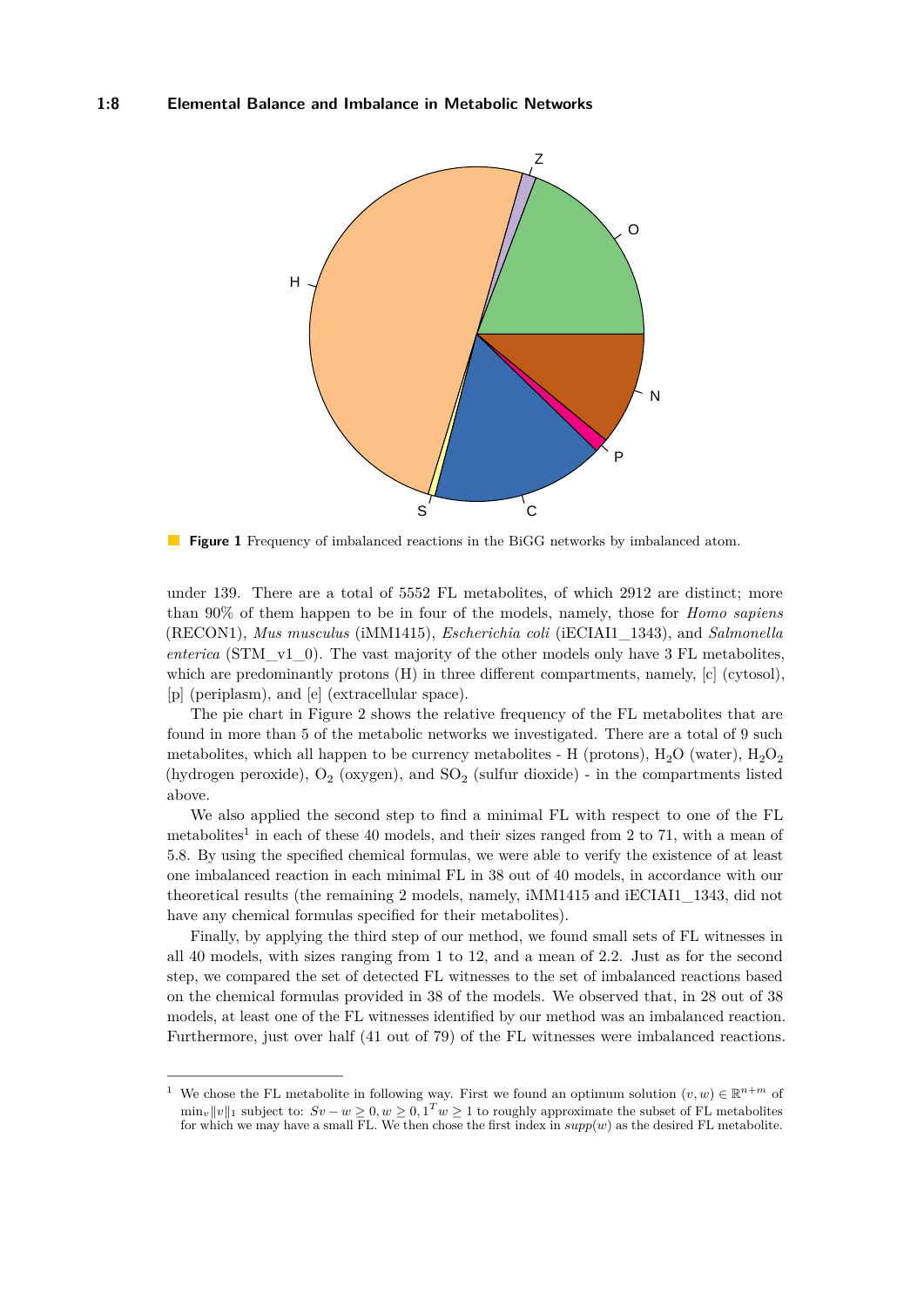**Figure 1** Frequency of imbalanced reactions in the BiGG networks by imbalanced atom.

under 139. There are a total of 5552 FL metabolites, of which 2912 are distinct; more than 90% of them happen to be in four of the models, namely, those for *Homo sapiens* (RECON1), *Mus musculus* (iMM1415), *Escherichia coli* (iECIAI1_1343), and *Salmonella enterica* (STM_v1_0). The vast majority of the other models only have 3 FL metabolites, which are predominantly protons (H) in three different compartments, namely, [c] (cytosol), [p] (periplasm), and [e] (extracellular space).

The pie chart in Figure 2 shows the relative frequency of the FL metabolites that are found in more than 5 of the metabolic networks we investigated. There are a total of 9 such metabolites, which all happen to be currency metabolites - H (protons), $H_2O$ (water), $H_2O_2$ (hydrogen peroxide), $O_2$ (oxygen), and $SO_2$ (sulfur dioxide) - in the compartments listed above.

We also applied the second step to find a minimal FL with respect to one of the FL metabolites[1] in each of these 40 models, and their sizes ranged from 2 to 71, with a mean of 5.8. By using the specified chemical formulas, we were able to verify the existence of at least one imbalanced reaction in each minimal FL in 38 out of 40 models, in accordance with our theoretical results (the remaining 2 models, namely, iMM1415 and iECIAI1_1343, did not have any chemical formulas specified for their metabolites).

Finally, by applying the third step of our method, we found small sets of FL witnesses in all 40 models, with sizes ranging from 1 to 12, and a mean of 2.2. Just as for the second step, we compared the set of detected FL witnesses to the set of imbalanced reactions based on the chemical formulas provided in 38 of the models. We observed that, in 28 out of 38 models, at least one of the FL witnesses identified by our method was an imbalanced reaction. Furthermore, just over half (41 out of 79) of the FL witnesses were imbalanced reactions.

[1] We chose the FL metabolite in following way. First we found an optimum solution $(v, w) \in \mathbb{R}^{n+m}$ of $\min_v \|v\|_1$ subject to: $Sv - w \geq 0, w \geq 0, 1^T w \geq 1$ to roughly approximate the subset of FL metabolites for which we may have a small FL. We then chose the first index in $supp(w)$ as the desired FL metabolite.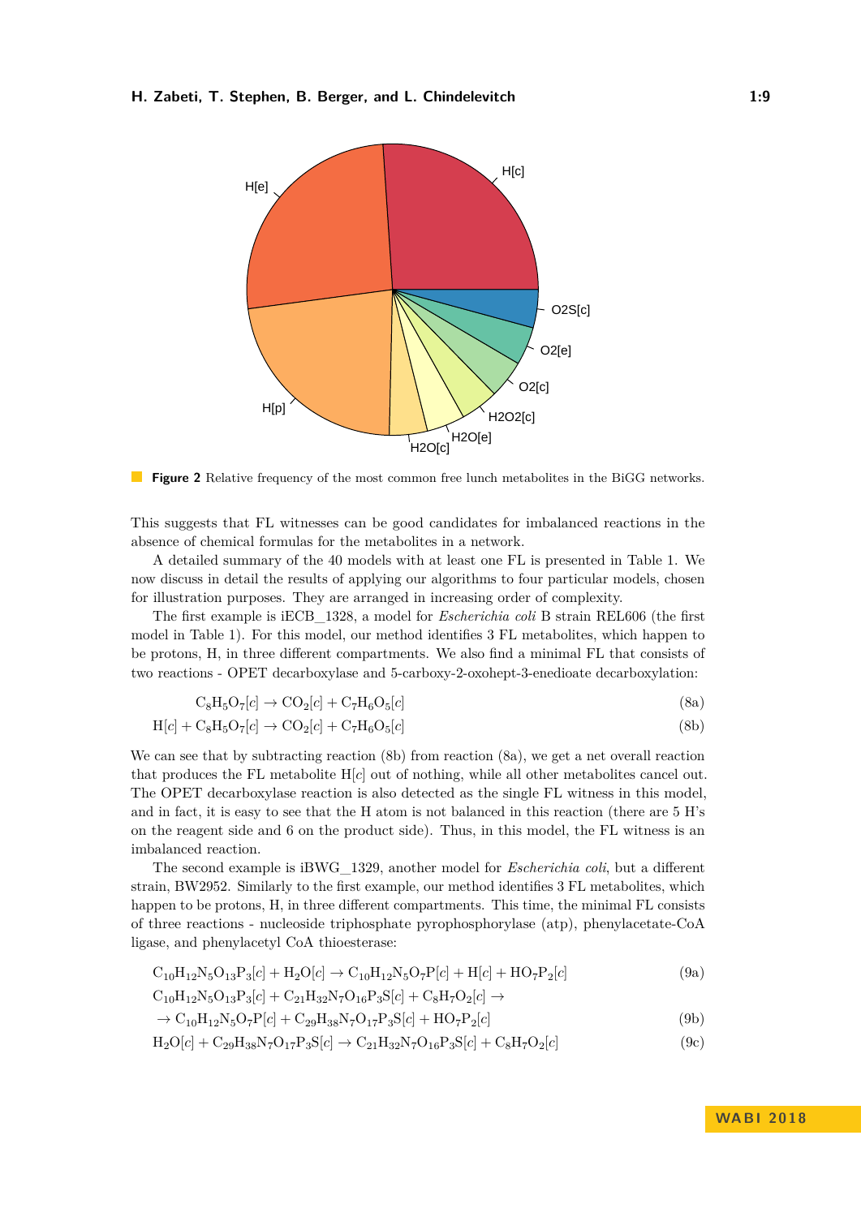**Figure 2** Relative frequency of the most common free lunch metabolites in the BiGG networks.

This suggests that FL witnesses can be good candidates for imbalanced reactions in the absence of chemical formulas for the metabolites in a network.

A detailed summary of the 40 models with at least one FL is presented in Table 1. We now discuss in detail the results of applying our algorithms to four particular models, chosen for illustration purposes. They are arranged in increasing order of complexity.

The first example is iECB_1328, a model for *Escherichia coli* B strain REL606 (the first model in Table 1). For this model, our method identifies 3 FL metabolites, which happen to be protons, H, in three different compartments. We also find a minimal FL that consists of two reactions - OPET decarboxylase and 5-carboxy-2-oxohept-3-enedioate decarboxylation:

$$C_8H_5O_7[c] \rightarrow CO_2[c] + C_7H_6O_5[c] \tag{8a}$$

$$H[c] + C_8H_5O_7[c] \rightarrow CO_2[c] + C_7H_6O_5[c] \tag{8b}$$

We can see that by subtracting reaction (8b) from reaction (8a), we get a net overall reaction that produces the FL metabolite H[*c*] out of nothing, while all other metabolites cancel out. The OPET decarboxylase reaction is also detected as the single FL witness in this model, and in fact, it is easy to see that the H atom is not balanced in this reaction (there are 5 H's on the reagent side and 6 on the product side). Thus, in this model, the FL witness is an imbalanced reaction.

The second example is iBWG_1329, another model for *Escherichia coli*, but a different strain, BW2952. Similarly to the first example, our method identifies 3 FL metabolites, which happen to be protons, H, in three different compartments. This time, the minimal FL consists of three reactions - nucleoside triphosphate pyrophosphorylase (atp), phenylacetate-CoA ligase, and phenylacetyl CoA thioesterase:

$$C_{10}H_{12}N_5O_{13}P_3[c] + H_2O[c] \rightarrow C_{10}H_{12}N_5O_7P[c] + H[c] + HO_7P_2[c] \tag{9a}$$

$$C_{10}H_{12}N_5O_{13}P_3[c] + C_{21}H_{32}N_7O_{16}P_3S[c] + C_8H_7O_2[c] \rightarrow$$
$$\rightarrow C_{10}H_{12}N_5O_7P[c] + C_{29}H_{38}N_7O_{17}P_3S[c] + HO_7P_2[c] \tag{9b}$$

$$H_2O[c] + C_{29}H_{38}N_7O_{17}P_3S[c] \rightarrow C_{21}H_{32}N_7O_{16}P_3S[c] + C_8H_7O_2[c] \tag{9c}$$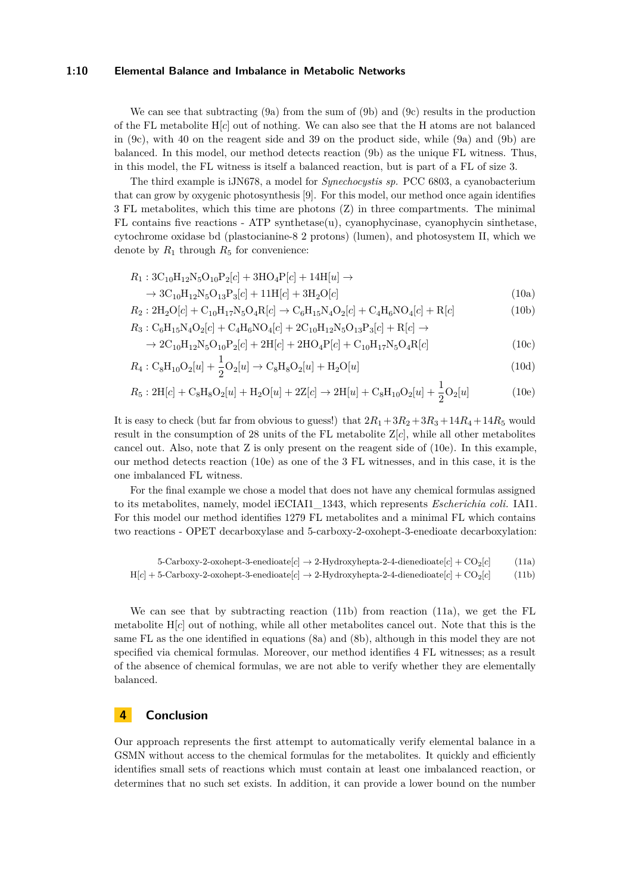We can see that subtracting (9a) from the sum of (9b) and (9c) results in the production of the FL metabolite H[$c$] out of nothing. We can also see that the H atoms are not balanced in (9c), with 40 on the reagent side and 39 on the product side, while (9a) and (9b) are balanced. In this model, our method detects reaction (9b) as the unique FL witness. Thus, in this model, the FL witness is itself a balanced reaction, but is part of a FL of size 3.

The third example is iJN678, a model for *Synechocystis sp.* PCC 6803, a cyanobacterium that can grow by oxygenic photosynthesis [9]. For this model, our method once again identifies 3 FL metabolites, which this time are photons (Z) in three compartments. The minimal FL contains five reactions - ATP synthetase(u), cyanophycinase, cyanophycin sinthetase, cytochrome oxidase bd (plastocianine-8 2 protons) (lumen), and photosystem II, which we denote by $R_1$ through $R_5$ for convenience:

$$R_1 : 3\mathrm{C_{10}H_{12}N_5O_{10}P_2}[c] + 3\mathrm{HO_4P}[c] + 14\mathrm{H}[u] \rightarrow \\ \rightarrow 3\mathrm{C_{10}H_{12}N_5O_{13}P_3}[c] + 11\mathrm{H}[c] + 3\mathrm{H_2O}[c] \quad (10a)$$

$$R_2 : 2\mathrm{H_2O}[c] + \mathrm{C_{10}H_{17}N_5O_4R}[c] \rightarrow \mathrm{C_6H_{15}N_4O_2}[c] + \mathrm{C_4H_6NO_4}[c] + \mathrm{R}[c] \quad (10b)$$

$$R_3 : \mathrm{C_6H_{15}N_4O_2}[c] + \mathrm{C_4H_6NO_4}[c] + 2\mathrm{C_{10}H_{12}N_5O_{13}P_3}[c] + \mathrm{R}[c] \rightarrow \\ \rightarrow 2\mathrm{C_{10}H_{12}N_5O_{10}P_2}[c] + 2\mathrm{H}[c] + 2\mathrm{HO_4P}[c] + \mathrm{C_{10}H_{17}N_5O_4R}[c] \quad (10c)$$

$$R_4 : \mathrm{C_8H_{10}O_2}[u] + \frac{1}{2}\mathrm{O_2}[u] \rightarrow \mathrm{C_8H_8O_2}[u] + \mathrm{H_2O}[u] \quad (10d)$$

$$R_5 : 2\mathrm{H}[c] + \mathrm{C_8H_8O_2}[u] + \mathrm{H_2O}[u] + 2\mathrm{Z}[c] \rightarrow 2\mathrm{H}[u] + \mathrm{C_8H_{10}O_2}[u] + \frac{1}{2}\mathrm{O_2}[u] \quad (10e)$$

It is easy to check (but far from obvious to guess!) that $2R_1 + 3R_2 + 3R_3 + 14R_4 + 14R_5$ would result in the consumption of 28 units of the FL metabolite Z[$c$], while all other metabolites cancel out. Also, note that Z is only present on the reagent side of (10e). In this example, our method detects reaction (10e) as one of the 3 FL witnesses, and in this case, it is the one imbalanced FL witness.

For the final example we chose a model that does not have any chemical formulas assigned to its metabolites, namely, model iECIAI1_1343, which represents *Escherichia coli.* IAI1. For this model our method identifies 1279 FL metabolites and a minimal FL which contains two reactions - OPET decarboxylase and 5-carboxy-2-oxohept-3-enedioate decarboxylation:

$$\text{5-Carboxy-2-oxohept-3-enedioate}[c] \rightarrow \text{2-Hydroxyhepta-2-4-dienedioate}[c] + \mathrm{CO_2}[c] \quad (11a)$$

$$\mathrm{H}[c] + \text{5-Carboxy-2-oxohept-3-enedioate}[c] \rightarrow \text{2-Hydroxyhepta-2-4-dienedioate}[c] + \mathrm{CO_2}[c] \quad (11b)$$

We can see that by subtracting reaction (11b) from reaction (11a), we get the FL metabolite H[$c$] out of nothing, while all other metabolites cancel out. Note that this is the same FL as the one identified in equations (8a) and (8b), although in this model they are not specified via chemical formulas. Moreover, our method identifies 4 FL witnesses; as a result of the absence of chemical formulas, we are not able to verify whether they are elementally balanced.

## 4 Conclusion

Our approach represents the first attempt to automatically verify elemental balance in a GSMN without access to the chemical formulas for the metabolites. It quickly and efficiently identifies small sets of reactions which must contain at least one imbalanced reaction, or determines that no such set exists. In addition, it can provide a lower bound on the number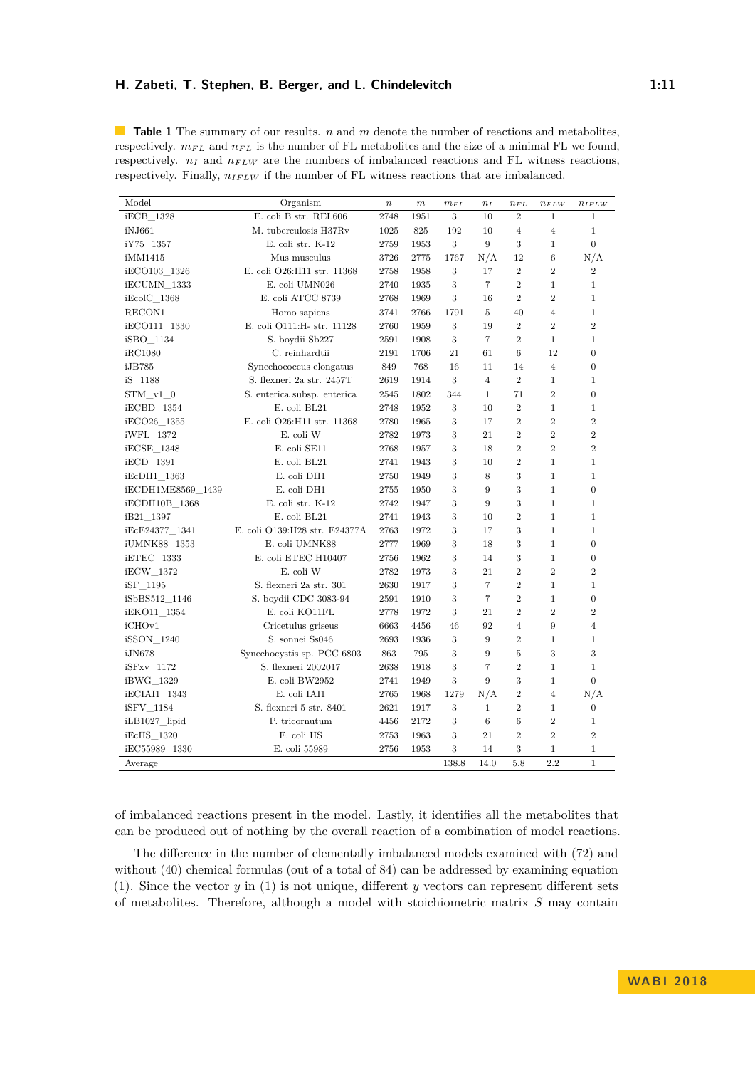**Table 1** The summary of our results. $n$ and $m$ denote the number of reactions and metabolites, respectively. $m_{FL}$ and $n_{FL}$ is the number of FL metabolites and the size of a minimal FL we found, respectively. $n_I$ and $n_{FLW}$ are the numbers of imbalanced reactions and FL witness reactions, respectively. Finally, $n_{IFLW}$ if the number of FL witness reactions that are imbalanced.

| Model | Organism | $n$ | $m$ | $m_{FL}$ | $n_I$ | $n_{FL}$ | $n_{FLW}$ | $n_{IFLW}$ |
|---|---|---|---|---|---|---|---|---|
| iECB_1328 | E. coli B str. REL606 | 2748 | 1951 | 3 | 10 | 2 | 1 | 1 |
| iNJ661 | M. tuberculosis H37Rv | 1025 | 825 | 192 | 10 | 4 | 4 | 1 |
| iY75_1357 | E. coli str. K-12 | 2759 | 1953 | 3 | 9 | 3 | 1 | 0 |
| iMM1415 | Mus musculus | 3726 | 2775 | 1767 | N/A | 12 | 6 | N/A |
| iECO103_1326 | E. coli O26:H11 str. 11368 | 2758 | 1958 | 3 | 17 | 2 | 2 | 2 |
| iECUMN_1333 | E. coli UMN026 | 2740 | 1935 | 3 | 7 | 2 | 1 | 1 |
| iEcolC_1368 | E. coli ATCC 8739 | 2768 | 1969 | 3 | 16 | 2 | 2 | 1 |
| RECON1 | Homo sapiens | 3741 | 2766 | 1791 | 5 | 40 | 4 | 1 |
| iECO111_1330 | E. coli O111:H- str. 11128 | 2760 | 1959 | 3 | 19 | 2 | 2 | 2 |
| iSBO_1134 | S. boydii Sb227 | 2591 | 1908 | 3 | 7 | 2 | 1 | 1 |
| iRC1080 | C. reinhardtii | 2191 | 1706 | 21 | 61 | 6 | 12 | 0 |
| iJB785 | Synechococcus elongatus | 849 | 768 | 16 | 11 | 14 | 4 | 0 |
| iS_1188 | S. flexneri 2a str. 2457T | 2619 | 1914 | 3 | 4 | 2 | 1 | 1 |
| STM_v1_0 | S. enterica subsp. enterica | 2545 | 1802 | 344 | 1 | 71 | 2 | 0 |
| iECBD_1354 | E. coli BL21 | 2748 | 1952 | 3 | 10 | 2 | 1 | 1 |
| iECO26_1355 | E. coli O26:H11 str. 11368 | 2780 | 1965 | 3 | 17 | 2 | 2 | 2 |
| iWFL_1372 | E. coli W | 2782 | 1973 | 3 | 21 | 2 | 2 | 2 |
| iECSE_1348 | E. coli SE11 | 2768 | 1957 | 3 | 18 | 2 | 2 | 2 |
| iECD_1391 | E. coli BL21 | 2741 | 1943 | 3 | 10 | 2 | 1 | 1 |
| iEcDH1_1363 | E. coli DH1 | 2750 | 1949 | 3 | 8 | 3 | 1 | 1 |
| iECDH1ME8569_1439 | E. coli DH1 | 2755 | 1950 | 3 | 9 | 3 | 1 | 0 |
| iECDH10B_1368 | E. coli str. K-12 | 2742 | 1947 | 3 | 9 | 3 | 1 | 1 |
| iB21_1397 | E. coli BL21 | 2741 | 1943 | 3 | 10 | 2 | 1 | 1 |
| iEcE24377_1341 | E. coli O139:H28 str. E24377A | 2763 | 1972 | 3 | 17 | 3 | 1 | 1 |
| iUMNK88_1353 | E. coli UMNK88 | 2777 | 1969 | 3 | 18 | 3 | 1 | 0 |
| iETEC_1333 | E. coli ETEC H10407 | 2756 | 1962 | 3 | 14 | 3 | 1 | 0 |
| iECW_1372 | E. coli W | 2782 | 1973 | 3 | 21 | 2 | 2 | 2 |
| iSF_1195 | S. flexneri 2a str. 301 | 2630 | 1917 | 3 | 7 | 2 | 1 | 1 |
| iSbBS512_1146 | S. boydii CDC 3083-94 | 2591 | 1910 | 3 | 7 | 2 | 1 | 0 |
| iEKO11_1354 | E. coli KO11FL | 2778 | 1972 | 3 | 21 | 2 | 2 | 2 |
| iCHOv1 | Cricetulus griseus | 6663 | 4456 | 46 | 92 | 4 | 9 | 4 |
| iSSON_1240 | S. sonnei Ss046 | 2693 | 1936 | 3 | 9 | 2 | 1 | 1 |
| iJN678 | Synechocystis sp. PCC 6803 | 863 | 795 | 3 | 9 | 5 | 3 | 3 |
| iSFxv_1172 | S. flexneri 2002017 | 2638 | 1918 | 3 | 7 | 2 | 1 | 1 |
| iBWG_1329 | E. coli BW2952 | 2741 | 1949 | 3 | 9 | 3 | 1 | 0 |
| iECIAI1_1343 | E. coli IAI1 | 2765 | 1968 | 1279 | N/A | 2 | 4 | N/A |
| iSFV_1184 | S. flexneri 5 str. 8401 | 2621 | 1917 | 3 | 1 | 2 | 1 | 0 |
| iLB1027_lipid | P. tricornutum | 4456 | 2172 | 3 | 6 | 6 | 2 | 1 |
| iEcHS_1320 | E. coli HS | 2753 | 1963 | 3 | 21 | 2 | 2 | 2 |
| iEC55989_1330 | E. coli 55989 | 2756 | 1953 | 3 | 14 | 3 | 1 | 1 |
| Average | | | | 138.8 | 14.0 | 5.8 | 2.2 | 1 |

of imbalanced reactions present in the model. Lastly, it identifies all the metabolites that can be produced out of nothing by the overall reaction of a combination of model reactions.

The difference in the number of elementally imbalanced models examined with (72) and without (40) chemical formulas (out of a total of 84) can be addressed by examining equation (1). Since the vector $y$ in (1) is not unique, different $y$ vectors can represent different sets of metabolites. Therefore, although a model with stoichiometric matrix $S$ may contain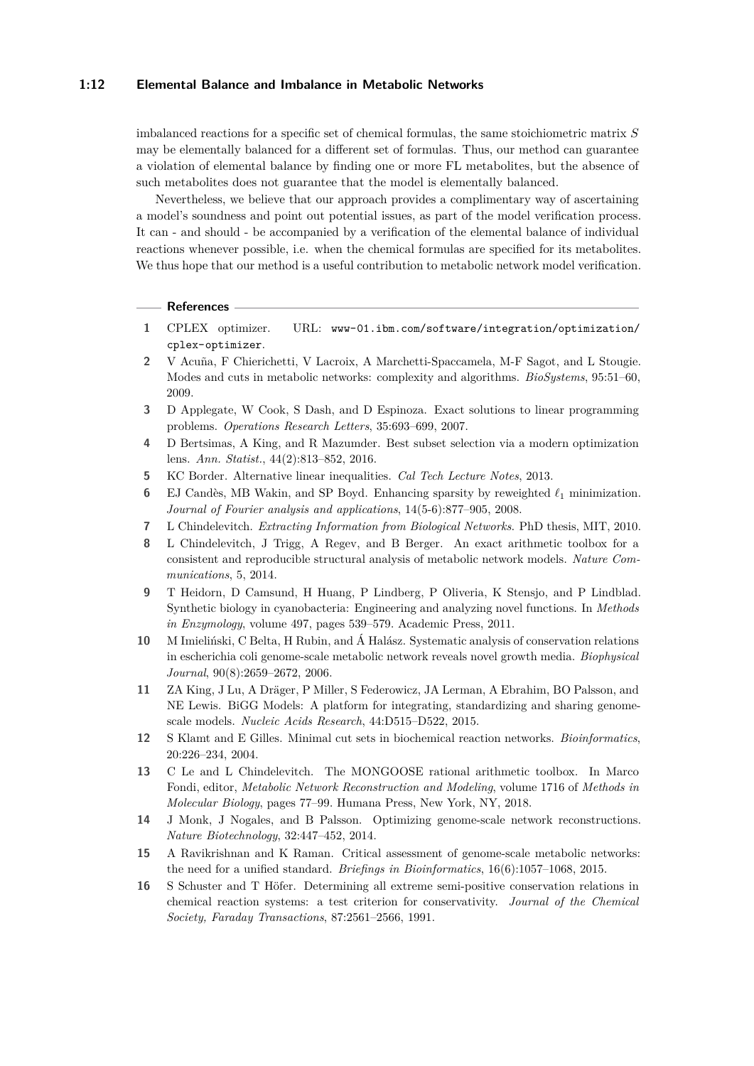imbalanced reactions for a specific set of chemical formulas, the same stoichiometric matrix $S$ may be elementally balanced for a different set of formulas. Thus, our method can guarantee a violation of elemental balance by finding one or more FL metabolites, but the absence of such metabolites does not guarantee that the model is elementally balanced.

Nevertheless, we believe that our approach provides a complimentary way of ascertaining a model's soundness and point out potential issues, as part of the model verification process. It can - and should - be accompanied by a verification of the elemental balance of individual reactions whenever possible, i.e. when the chemical formulas are specified for its metabolites. We thus hope that our method is a useful contribution to metabolic network model verification.

## References

1. CPLEX optimizer. URL: `www-01.ibm.com/software/integration/optimization/cplex-optimizer`.
2. V Acuña, F Chierichetti, V Lacroix, A Marchetti-Spaccamela, M-F Sagot, and L Stougie. Modes and cuts in metabolic networks: complexity and algorithms. *BioSystems*, 95:51–60, 2009.
3. D Applegate, W Cook, S Dash, and D Espinoza. Exact solutions to linear programming problems. *Operations Research Letters*, 35:693–699, 2007.
4. D Bertsimas, A King, and R Mazumder. Best subset selection via a modern optimization lens. *Ann. Statist.*, 44(2):813–852, 2016.
5. KC Border. Alternative linear inequalities. *Cal Tech Lecture Notes*, 2013.
6. EJ Candès, MB Wakin, and SP Boyd. Enhancing sparsity by reweighted $\ell_1$ minimization. *Journal of Fourier analysis and applications*, 14(5-6):877–905, 2008.
7. L Chindelevitch. *Extracting Information from Biological Networks*. PhD thesis, MIT, 2010.
8. L Chindelevitch, J Trigg, A Regev, and B Berger. An exact arithmetic toolbox for a consistent and reproducible structural analysis of metabolic network models. *Nature Communications*, 5, 2014.
9. T Heidorn, D Camsund, H Huang, P Lindberg, P Oliveria, K Stensjo, and P Lindblad. Synthetic biology in cyanobacteria: Engineering and analyzing novel functions. In *Methods in Enzymology*, volume 497, pages 539–579. Academic Press, 2011.
10. M Imieliński, C Belta, H Rubin, and Á Halász. Systematic analysis of conservation relations in escherichia coli genome-scale metabolic network reveals novel growth media. *Biophysical Journal*, 90(8):2659–2672, 2006.
11. ZA King, J Lu, A Dräger, P Miller, S Federowicz, JA Lerman, A Ebrahim, BO Palsson, and NE Lewis. BiGG Models: A platform for integrating, standardizing and sharing genome-scale models. *Nucleic Acids Research*, 44:D515–D522, 2015.
12. S Klamt and E Gilles. Minimal cut sets in biochemical reaction networks. *Bioinformatics*, 20:226–234, 2004.
13. C Le and L Chindelevitch. The MONGOOSE rational arithmetic toolbox. In Marco Fondi, editor, *Metabolic Network Reconstruction and Modeling*, volume 1716 of *Methods in Molecular Biology*, pages 77–99. Humana Press, New York, NY, 2018.
14. J Monk, J Nogales, and B Palsson. Optimizing genome-scale network reconstructions. *Nature Biotechnology*, 32:447–452, 2014.
15. A Ravikrishnan and K Raman. Critical assessment of genome-scale metabolic networks: the need for a unified standard. *Briefings in Bioinformatics*, 16(6):1057–1068, 2015.
16. S Schuster and T Höfer. Determining all extreme semi-positive conservation relations in chemical reaction systems: a test criterion for conservativity. *Journal of the Chemical Society, Faraday Transactions*, 87:2561–2566, 1991.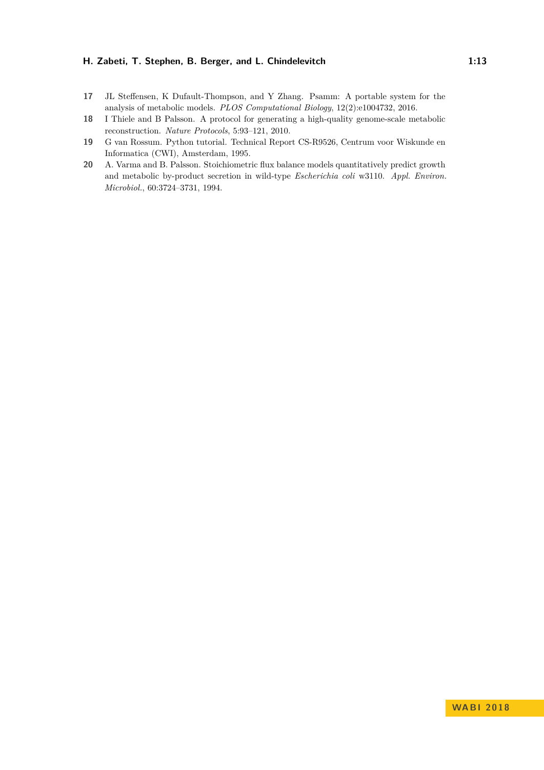17 JL Steffensen, K Dufault-Thompson, and Y Zhang. Psamm: A portable system for the analysis of metabolic models. *PLOS Computational Biology*, 12(2):e1004732, 2016.

18 I Thiele and B Palsson. A protocol for generating a high-quality genome-scale metabolic reconstruction. *Nature Protocols*, 5:93–121, 2010.

19 G van Rossum. Python tutorial. Technical Report CS-R9526, Centrum voor Wiskunde en Informatica (CWI), Amsterdam, 1995.

20 A. Varma and B. Palsson. Stoichiometric flux balance models quantitatively predict growth and metabolic by-product secretion in wild-type *Escherichia coli* w3110. *Appl. Environ. Microbiol.*, 60:3724–3731, 1994.